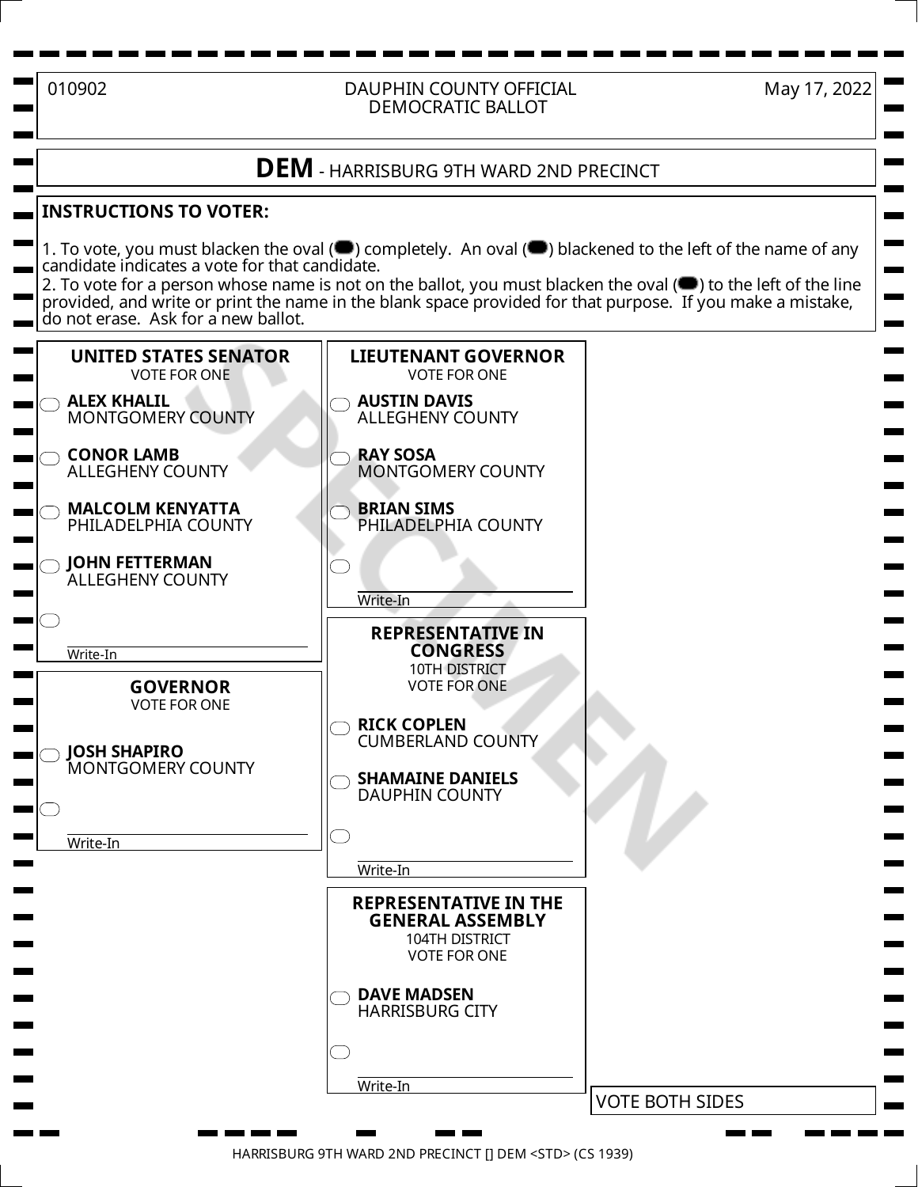010902

DAUPHIN COUNTY OFFICIAL
DEMOCRATIC BALLOT

May 17, 2022

# DEM - HARRISBURG 9TH WARD 2ND PRECINCT

**INSTRUCTIONS TO VOTER:**

1. To vote, you must blacken the oval (⬬) completely. An oval (⬬) blackened to the left of the name of any candidate indicates a vote for that candidate.
2. To vote for a person whose name is not on the ballot, you must blacken the oval (⬬) to the left of the line provided, and write or print the name in the blank space provided for that purpose. If you make a mistake, do not erase. Ask for a new ballot.

## UNITED STATES SENATOR
VOTE FOR ONE

- ⬭ **ALEX KHALIL** MONTGOMERY COUNTY
- ⬭ **CONOR LAMB** ALLEGHENY COUNTY
- ⬭ **MALCOLM KENYATTA** PHILADELPHIA COUNTY
- ⬭ **JOHN FETTERMAN** ALLEGHENY COUNTY
- ⬭ ____________ Write-In

## GOVERNOR
VOTE FOR ONE

- ⬭ **JOSH SHAPIRO** MONTGOMERY COUNTY
- ⬭ ____________ Write-In

## LIEUTENANT GOVERNOR
VOTE FOR ONE

- ⬭ **AUSTIN DAVIS** ALLEGHENY COUNTY
- ⬭ **RAY SOSA** MONTGOMERY COUNTY
- ⬭ **BRIAN SIMS** PHILADELPHIA COUNTY
- ⬭ ____________ Write-In

## REPRESENTATIVE IN CONGRESS
10TH DISTRICT
VOTE FOR ONE

- ⬭ **RICK COPLEN** CUMBERLAND COUNTY
- ⬭ **SHAMAINE DANIELS** DAUPHIN COUNTY
- ⬭ ____________ Write-In

## REPRESENTATIVE IN THE GENERAL ASSEMBLY
104TH DISTRICT
VOTE FOR ONE

- ⬭ **DAVE MADSEN** HARRISBURG CITY
- ⬭ ____________ Write-In

VOTE BOTH SIDES

HARRISBURG 9TH WARD 2ND PRECINCT [] DEM <STD> (CS 1939)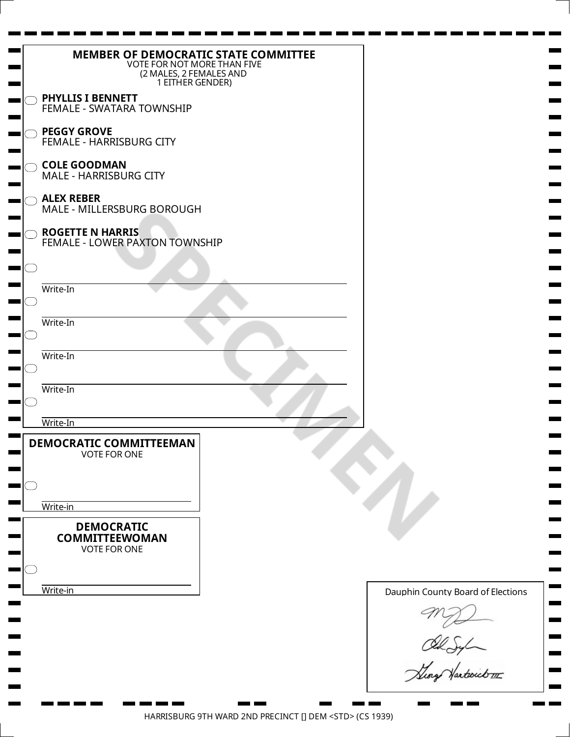## MEMBER OF DEMOCRATIC STATE COMMITTEE

VOTE FOR NOT MORE THAN FIVE
(2 MALES, 2 FEMALES AND
1 EITHER GENDER)

- **PHYLLIS I BENNETT**
  FEMALE - SWATARA TOWNSHIP
- **PEGGY GROVE**
  FEMALE - HARRISBURG CITY
- **COLE GOODMAN**
  MALE - HARRISBURG CITY
- **ALEX REBER**
  MALE - MILLERSBURG BOROUGH
- **ROGETTE N HARRIS**
  FEMALE - LOWER PAXTON TOWNSHIP
- Write-In
- Write-In
- Write-In
- Write-In
- Write-In

## DEMOCRATIC COMMITTEEMAN

VOTE FOR ONE

- Write-in

## DEMOCRATIC COMMITTEEWOMAN

VOTE FOR ONE

- Write-in

SPECIMEN

Dauphin County Board of Elections

HARRISBURG 9TH WARD 2ND PRECINCT [] DEM <STD> (CS 1939)